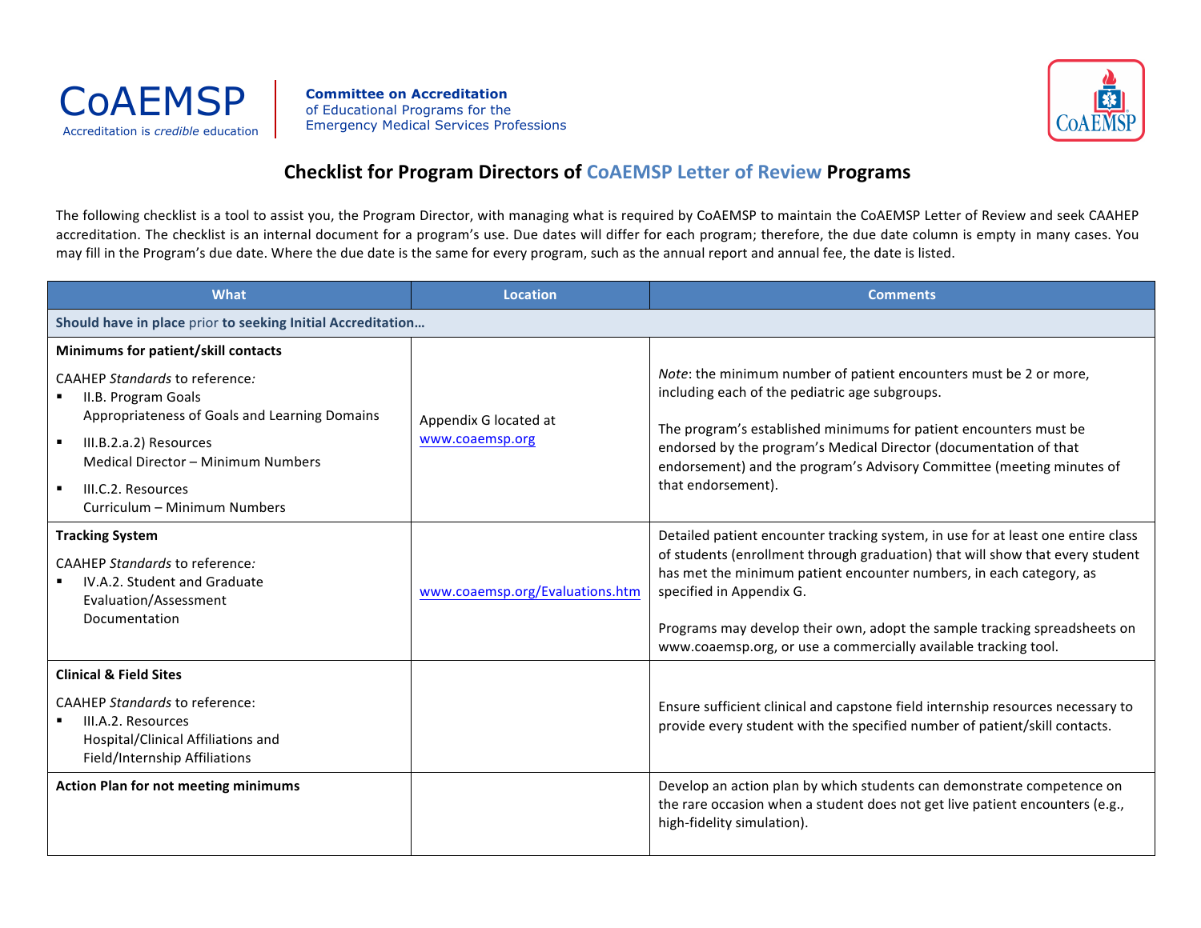CoAEMSP
Accreditation is *credible* education

**Committee on Accreditation**
of Educational Programs for the
Emergency Medical Services Professions

# Checklist for Program Directors of CoAEMSP Letter of Review Programs

The following checklist is a tool to assist you, the Program Director, with managing what is required by CoAEMSP to maintain the CoAEMSP Letter of Review and seek CAAHEP accreditation. The checklist is an internal document for a program's use. Due dates will differ for each program; therefore, the due date column is empty in many cases. You may fill in the Program's due date. Where the due date is the same for every program, such as the annual report and annual fee, the date is listed.

| What | Location | Comments |
|---|---|---|
| **Should have in place** prior **to seeking Initial Accreditation…** | | |
| **Minimums for patient/skill contacts**<br><br>CAAHEP *Standards* to reference:<br>▪ II.B. Program Goals<br>Appropriateness of Goals and Learning Domains<br>▪ III.B.2.a.2) Resources<br>Medical Director – Minimum Numbers<br>▪ III.C.2. Resources<br>Curriculum – Minimum Numbers | Appendix G located at www.coaemsp.org | *Note*: the minimum number of patient encounters must be 2 or more, including each of the pediatric age subgroups.<br><br>The program's established minimums for patient encounters must be endorsed by the program's Medical Director (documentation of that endorsement) and the program's Advisory Committee (meeting minutes of that endorsement). |
| **Tracking System**<br><br>CAAHEP *Standards* to reference:<br>▪ IV.A.2. Student and Graduate Evaluation/Assessment Documentation | www.coaemsp.org/Evaluations.htm | Detailed patient encounter tracking system, in use for at least one entire class of students (enrollment through graduation) that will show that every student has met the minimum patient encounter numbers, in each category, as specified in Appendix G.<br><br>Programs may develop their own, adopt the sample tracking spreadsheets on www.coaemsp.org, or use a commercially available tracking tool. |
| **Clinical & Field Sites**<br><br>CAAHEP *Standards* to reference:<br>▪ III.A.2. Resources<br>Hospital/Clinical Affiliations and Field/Internship Affiliations | | Ensure sufficient clinical and capstone field internship resources necessary to provide every student with the specified number of patient/skill contacts. |
| **Action Plan for not meeting minimums** | | Develop an action plan by which students can demonstrate competence on the rare occasion when a student does not get live patient encounters (e.g., high-fidelity simulation). |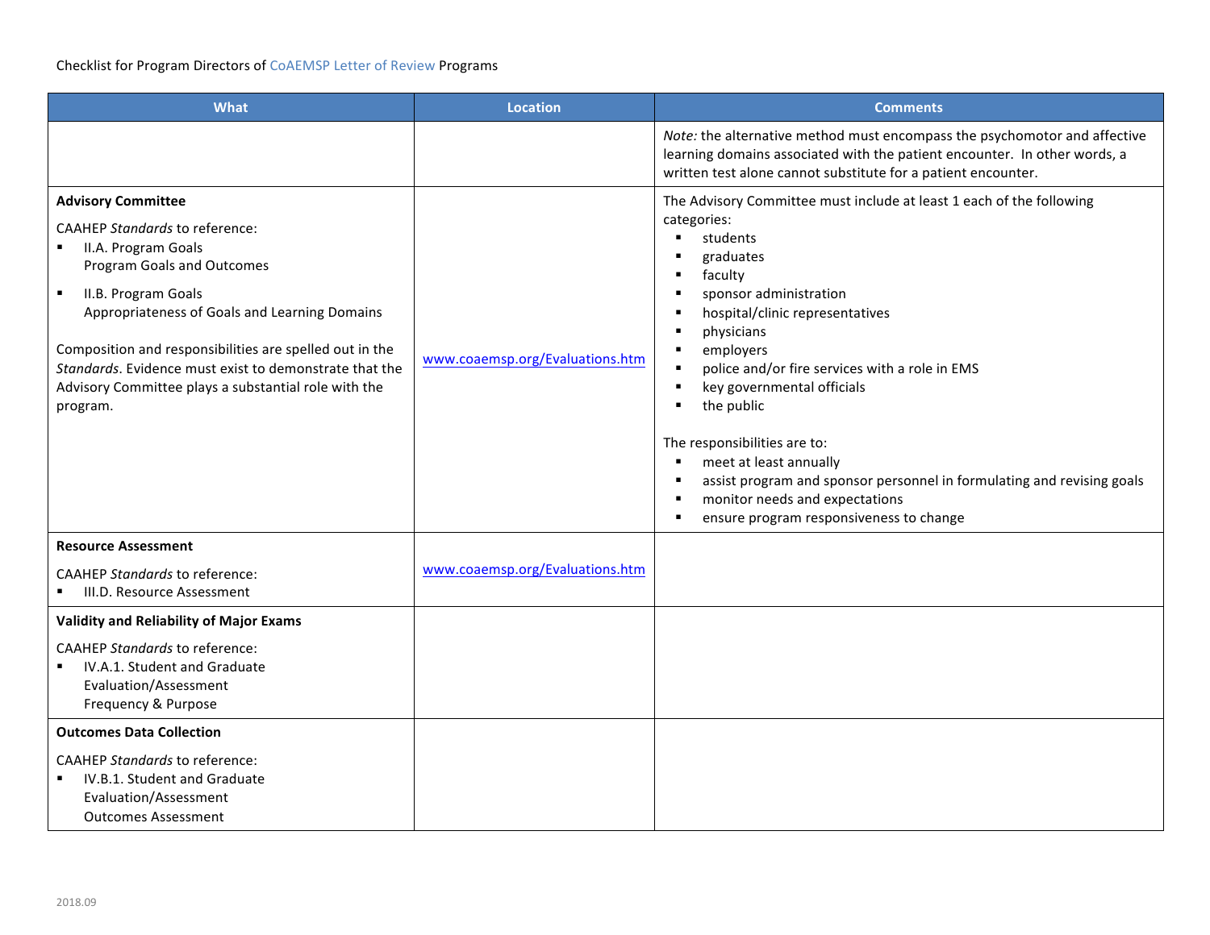Checklist for Program Directors of CoAEMSP Letter of Review Programs

| What | Location | Comments |
| --- | --- | --- |
| | | *Note:* the alternative method must encompass the psychomotor and affective learning domains associated with the patient encounter. In other words, a written test alone cannot substitute for a patient encounter. |
| **Advisory Committee**<br><br>CAAHEP *Standards* to reference:<br>▪ II.A. Program Goals<br>Program Goals and Outcomes<br>▪ II.B. Program Goals<br>Appropriateness of Goals and Learning Domains<br><br>Composition and responsibilities are spelled out in the *Standards*. Evidence must exist to demonstrate that the Advisory Committee plays a substantial role with the program. | www.coaemsp.org/Evaluations.htm | The Advisory Committee must include at least 1 each of the following categories:<br>▪ students<br>▪ graduates<br>▪ faculty<br>▪ sponsor administration<br>▪ hospital/clinic representatives<br>▪ physicians<br>▪ employers<br>▪ police and/or fire services with a role in EMS<br>▪ key governmental officials<br>▪ the public<br><br>The responsibilities are to:<br>▪ meet at least annually<br>▪ assist program and sponsor personnel in formulating and revising goals<br>▪ monitor needs and expectations<br>▪ ensure program responsiveness to change |
| **Resource Assessment**<br><br>CAAHEP *Standards* to reference:<br>▪ III.D. Resource Assessment | www.coaemsp.org/Evaluations.htm | |
| **Validity and Reliability of Major Exams**<br><br>CAAHEP *Standards* to reference:<br>▪ IV.A.1. Student and Graduate Evaluation/Assessment<br>Frequency & Purpose | | |
| **Outcomes Data Collection**<br><br>CAAHEP *Standards* to reference:<br>▪ IV.B.1. Student and Graduate Evaluation/Assessment<br>Outcomes Assessment | | |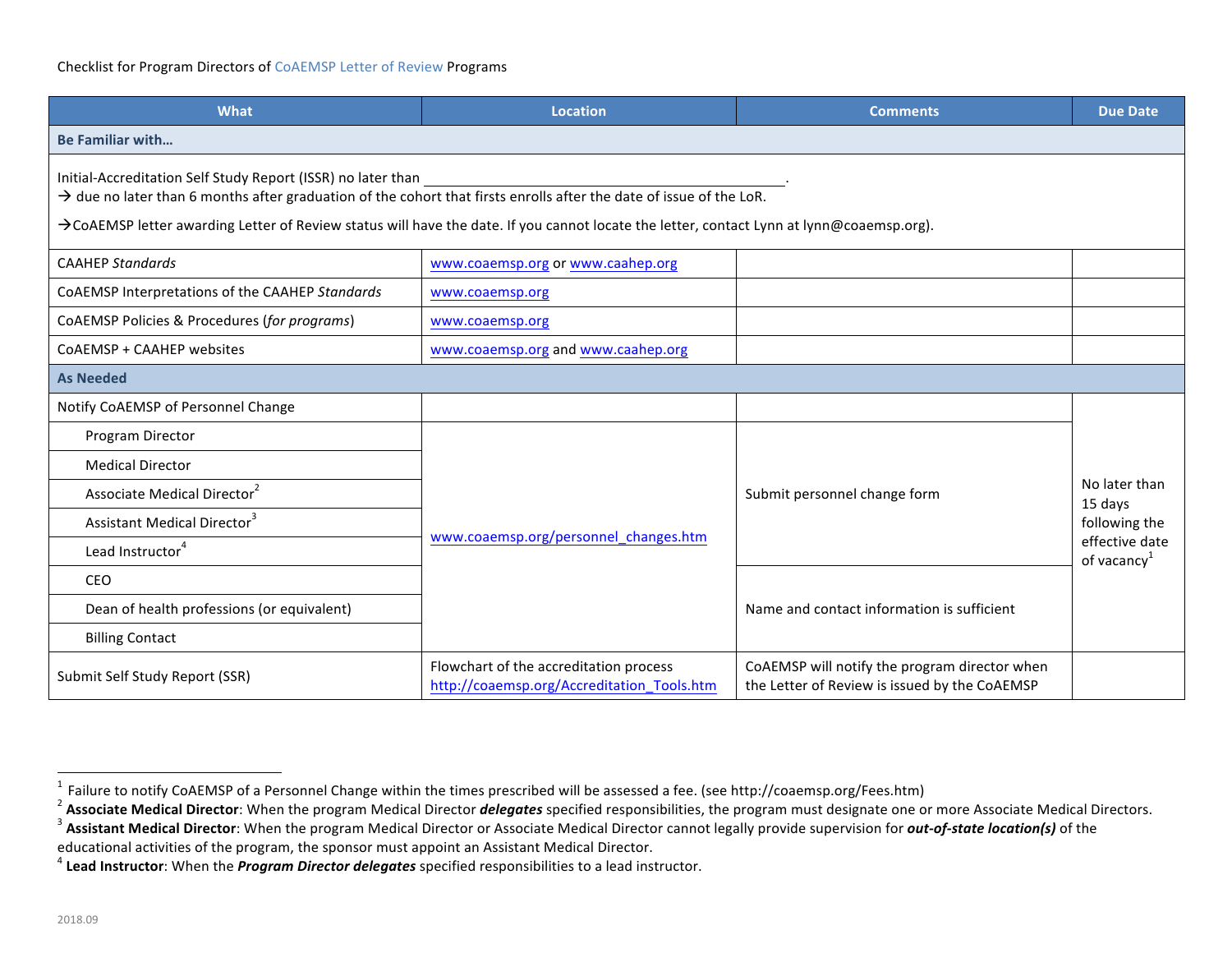Checklist for Program Directors of CoAEMSP Letter of Review Programs

| What | Location | Comments | Due Date |
|---|---|---|---|
| **Be Familiar with…** | | | |
| Initial-Accreditation Self Study Report (ISSR) no later than \_\_\_\_\_\_\_\_\_\_\_\_\_\_\_\_\_\_\_\_\_\_\_\_\_\_\_\_\_\_\_\_\_\_\_\_\_\_\_\_\_\_\_\_\_. → due no later than 6 months after graduation of the cohort that firsts enrolls after the date of issue of the LoR. →CoAEMSP letter awarding Letter of Review status will have the date. If you cannot locate the letter, contact Lynn at lynn@coaemsp.org). | | | |
| CAAHEP *Standards* | www.coaemsp.org or www.caahep.org | | |
| CoAEMSP Interpretations of the CAAHEP *Standards* | www.coaemsp.org | | |
| CoAEMSP Policies & Procedures (*for programs*) | www.coaemsp.org | | |
| CoAEMSP + CAAHEP websites | www.coaemsp.org and www.caahep.org | | |
| **As Needed** | | | |
| Notify CoAEMSP of Personnel Change | | | No later than 15 days following the effective date of vacancy[1] |
| Program Director | www.coaemsp.org/personnel_changes.htm | Submit personnel change form | |
| Medical Director | | | |
| Associate Medical Director[2] | | | |
| Assistant Medical Director[3] | | | |
| Lead Instructor[4] | | | |
| CEO | | Name and contact information is sufficient | |
| Dean of health professions (or equivalent) | | | |
| Billing Contact | | | |
| Submit Self Study Report (SSR) | Flowchart of the accreditation process http://coaemsp.org/Accreditation_Tools.htm | CoAEMSP will notify the program director when the Letter of Review is issued by the CoAEMSP | |

[1] Failure to notify CoAEMSP of a Personnel Change within the times prescribed will be assessed a fee. (see http://coaemsp.org/Fees.htm)

[2] **Associate Medical Director**: When the program Medical Director ***delegates*** specified responsibilities, the program must designate one or more Associate Medical Directors.

[3] **Assistant Medical Director**: When the program Medical Director or Associate Medical Director cannot legally provide supervision for ***out-of-state location(s)*** of the educational activities of the program, the sponsor must appoint an Assistant Medical Director.

[4] **Lead Instructor**: When the ***Program Director delegates*** specified responsibilities to a lead instructor.

2018.09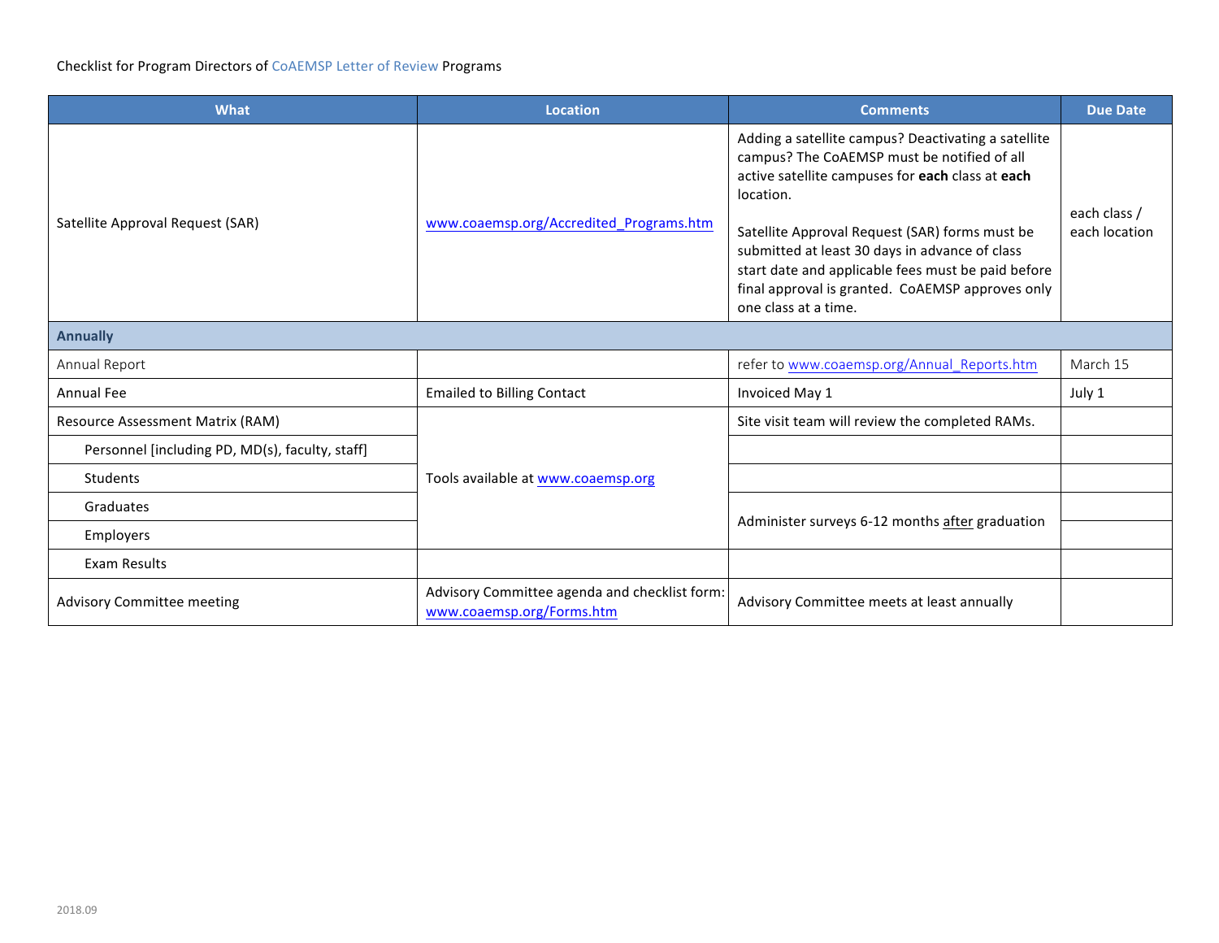Checklist for Program Directors of CoAEMSP Letter of Review Programs

| What | Location | Comments | Due Date |
|---|---|---|---|
| Satellite Approval Request (SAR) | www.coaemsp.org/Accredited_Programs.htm | Adding a satellite campus? Deactivating a satellite campus? The CoAEMSP must be notified of all active satellite campuses for **each** class at **each** location.<br><br>Satellite Approval Request (SAR) forms must be submitted at least 30 days in advance of class start date and applicable fees must be paid before final approval is granted. CoAEMSP approves only one class at a time. | each class / each location |
| **Annually** | | | |
| Annual Report | | refer to www.coaemsp.org/Annual_Reports.htm | March 15 |
| Annual Fee | Emailed to Billing Contact | Invoiced May 1 | July 1 |
| Resource Assessment Matrix (RAM) | Tools available at www.coaemsp.org | Site visit team will review the completed RAMs. | |
| Personnel [including PD, MD(s), faculty, staff] | | | |
| Students | | | |
| Graduates | | Administer surveys 6-12 months after graduation | |
| Employers | | | |
| Exam Results | | | |
| Advisory Committee meeting | Advisory Committee agenda and checklist form: www.coaemsp.org/Forms.htm | Advisory Committee meets at least annually | |

2018.09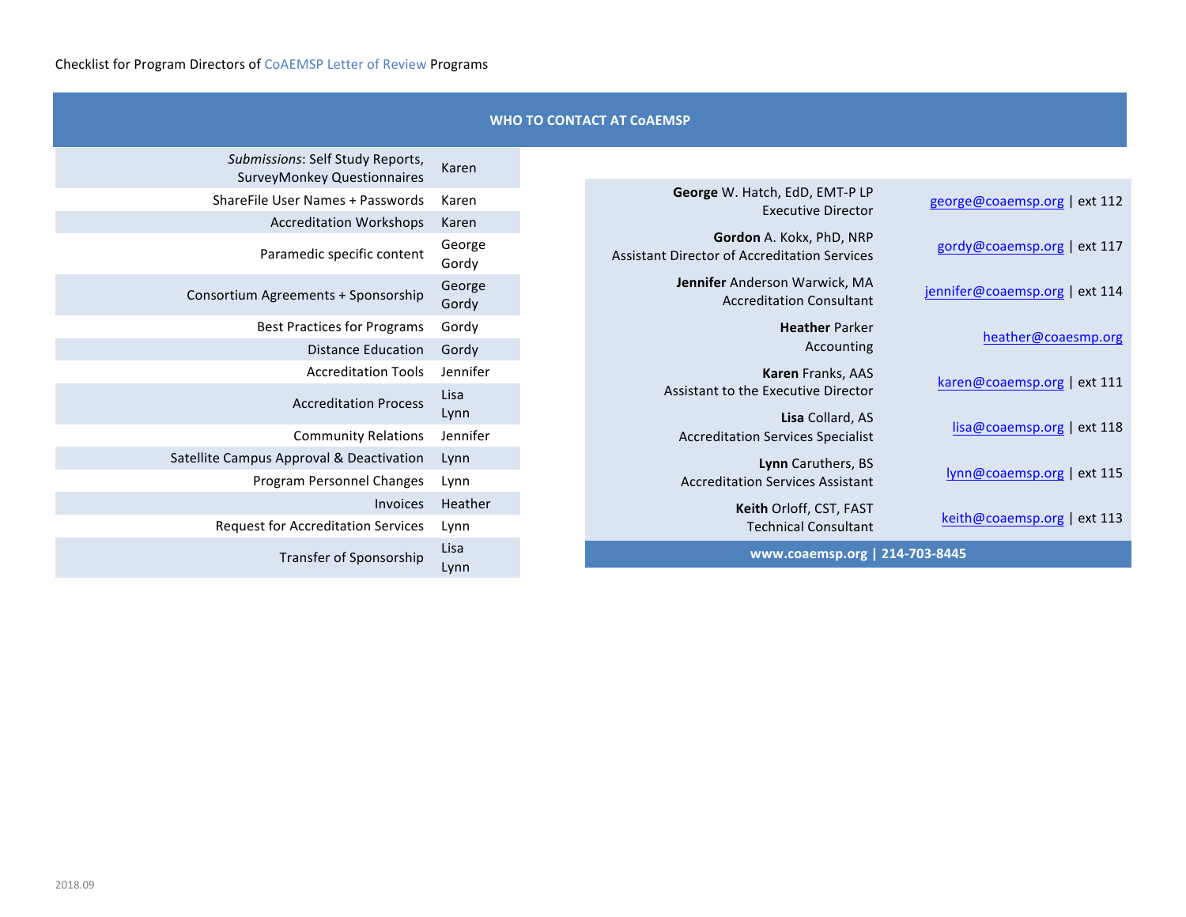Checklist for Program Directors of CoAEMSP Letter of Review Programs

## WHO TO CONTACT AT CoAEMSP

| | |
|---|---|
| *Submissions*: Self Study Reports, SurveyMonkey Questionnaires | Karen |
| ShareFile User Names + Passwords | Karen |
| Accreditation Workshops | Karen |
| Paramedic specific content | George<br>Gordy |
| Consortium Agreements + Sponsorship | George<br>Gordy |
| Best Practices for Programs | Gordy |
| Distance Education | Gordy |
| Accreditation Tools | Jennifer |
| Accreditation Process | Lisa<br>Lynn |
| Community Relations | Jennifer |
| Satellite Campus Approval & Deactivation | Lynn |
| Program Personnel Changes | Lynn |
| Invoices | Heather |
| Request for Accreditation Services | Lynn |
| Transfer of Sponsorship | Lisa<br>Lynn |

| | |
|---|---|
| **George** W. Hatch, EdD, EMT-P LP<br>Executive Director | george@coaemsp.org \| ext 112 |
| **Gordon** A. Kokx, PhD, NRP<br>Assistant Director of Accreditation Services | gordy@coaemsp.org \| ext 117 |
| **Jennifer** Anderson Warwick, MA<br>Accreditation Consultant | jennifer@coaemsp.org \| ext 114 |
| **Heather** Parker<br>Accounting | heather@coaesmp.org |
| **Karen** Franks, AAS<br>Assistant to the Executive Director | karen@coaemsp.org \| ext 111 |
| **Lisa** Collard, AS<br>Accreditation Services Specialist | lisa@coaemsp.org \| ext 118 |
| **Lynn** Caruthers, BS<br>Accreditation Services Assistant | lynn@coaemsp.org \| ext 115 |
| **Keith** Orloff, CST, FAST<br>Technical Consultant | keith@coaemsp.org \| ext 113 |

**www.coaemsp.org | 214-703-8445**

2018.09